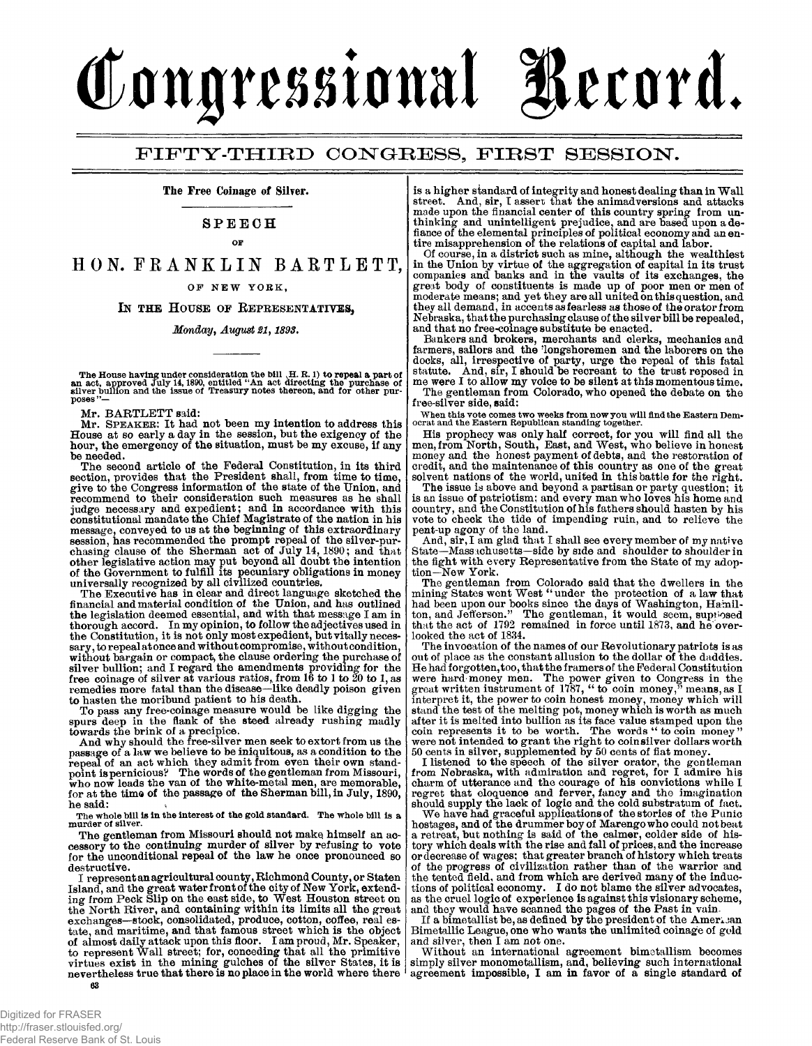# Congressional Record.

## FIFTY-THIRD CONGRESS, FIRST SESSION.

**The Free Coinage of Silver.**

### SPEECH

OF

## HON. FRANKLIN BARTLETT,

OF NEW YORK,

IN THE HOUSE OF REPRESENTATIVES,

*Monday, August 21, 1893.*

The House having under consideration the bill (H. R. 1) to repeal a part of an act, approved July 14, 1890, entitled "An act directing the purchase of silver bullion and the issue of Treasury notes thereon, and for other purposes"—

Mr. BARTLETT said:

Mr. SPEAKER: It had not been my intention to address this House at so early a day in the session, but the exigency of the hour, the emergency of the situation, must be my excuse, if any be needed.

The second article of the Federal Constitution, in its third section, provides that the President shall, from time to time, give to the Congress information of the state of the Union, and recommend to their consideration such measures as he shall judge necessary and expedient; and in accordance with this constitutional mandate the Chief Magistrate of the nation in his message, conveyed to us at the beginning of this extraordinary session, has recommended the prompt repeal of the silver-purchasing clause of the Sherman act of July 14, 1890; and that other legislative action may put beyond all doubt the intention of the Government to fulfill its pecuniary obligations in money universally recognized by all civilized countries.

The Executive has in clear and direct language sketched the financial and material condition of the Union, and has outlined the legislation deemed essential, and with that message I am in thorough accord. In my opinion, to follow the adjectives used in the Constitution, it is not only most expedient, but vitally necessary, to repeal at once and without compromise, without condition, without bargain or compact, the clause ordering the purchase of silver bullion; and I regard the amendments providing for the free coinage of silver at various ratios, from 16 to 1 to 20 to 1, as remedies more fatal than the disease—like deadly poison given to hasten the moribund patient to his death.

To pass any free-coinage measure would be like digging the spurs deep in the flank of the steed already rushing madly towards the brink of a precipice.

And why should the free-silver men seek to extort from us the passage of a law we believe to be iniquitous, as a condition to the repeal of an act which they admit from even their own standpoint is pernicious? The words of the gentleman from Missouri, who now leads the van of the white-metal men, are memorable, for at the time of the passage of the Sherman bill, in July, 1890, he said:

> The whole bill is in the interest of the gold standard. The whole bill is a murder of silver.

The gentleman from Missouri should not make himself an accessory to the continuing murder of silver by refusing to vote for the unconditional repeal of the law he once pronounced so destructive.

I represent an agricultural county, Richmond County, or Staten Island, and the great water front of the city of New York, extending from Peck Slip on the east side, to West Houston street on the North River, and containing within its limits all the great exchanges—stock, consolidated, produce, cotton, coffee, real estate, and maritime, and that famous street which is the object of almost daily attack upon this floor. I am proud, Mr. Speaker, to represent Wall street; for, conceding that all the primitive virtues exist in the mining gulches of the silver States, it is nevertheless true that there is no place in the world where there is a higher standard of integrity and honest dealing than in Wall street. And, sir, I assert that the animadversions and attacks made upon the financial center of this country spring from unthinking and unintelligent prejudice, and are based upon a defiance of the elemental principles of political economy and an entire misapprehension of the relations of capital and labor.

Of course, in a district such as mine, although the wealthiest in the Union by virtue of the aggregation of capital in its trust companies and banks and in the vaults of its exchanges, the great body of constituents is made up of poor men or men of moderate means; and yet they are all united on this question, and they all demand, in accents as fearless as those of the orator from Nebraska, that the purchasing clause of the silver bill be repealed, and that no free-coinage substitute be enacted.

Bankers and brokers, merchants and clerks, mechanics and farmers, sailors and the 'longshoremen and the laborers on the docks, all, irrespective of party, urge the repeal of this fatal statute. And, sir, I should be recreant to the trust reposed in me were I to allow my voice to be silent at this momentous time.

The gentleman from Colorado, who opened the debate on the free-silver side, said:

> When this vote comes two weeks from now you will find the Eastern Democrat and the Eastern Republican standing together.

His prophecy was only half correct, for you will find all the men, from North, South, East, and West, who believe in honest money and the honest payment of debts, and the restoration of credit, and the maintenance of this country as one of the great solvent nations of the world, united in this battle for the right.

The issue is above and beyond a partisan or party question; it is an issue of patriotism; and every man who loves his home and country, and the Constitution of his fathers should hasten by his vote to check the tide of impending ruin, and to relieve the pent-up agony of the land.

And, sir, I am glad that I shall see every member of my native State—Massachusetts—side by side and shoulder to shoulder in the fight with every Representative from the State of my adoption—New York.

The gentleman from Colorado said that the dwellers in the mining States went West "under the protection of a law that had been upon our books since the days of Washington, Hamilton, and Jefferson." The gentleman, it would seem, supposed that the act of 1792 remained in force until 1873, and he overlooked the act of 1834.

The invocation of the names of our Revolutionary patriots is as out of place as the constant allusion to the dollar of the daddies. He had forgotten, too, that the framers of the Federal Constitution were hard-money men. The power given to Congress in the great written instrument of 1787, "to coin money," means, as I interpret it, the power to coin honest money, money which will stand the test of the melting pot, money which is worth as much after it is melted into bullion as its face value stamped upon the coin represents it to be worth. The words "to coin money" were not intended to grant the right to coin silver dollars worth 50 cents in silver, supplemented by 50 cents of fiat money.

I listened to the speech of the silver orator, the gentleman from Nebraska, with admiration and regret, for I admire his charm of utterance and the courage of his convictions while I regret that eloquence and ferver, fancy and the imagination should supply the lack of logic and the cold substratum of fact.

We have had graceful applications of the stories of the Punic hostages, and of the drummer boy of Marengo who could not beat a retreat, but nothing is said of the calmer, colder side of history which deals with the rise and fall of prices, and the increase or decrease of wages; that greater branch of history which treats of the progress of civilization rather than of the warrior and the tented field, and from which are derived many of the inductions of political economy. I do not blame the silver advocates, as the cruel logic of experience is against this visionary scheme, and they would have scanned the pages of the Past in vain.

If a bimetallist be, as defined by the president of the American Bimetallic League, one who wants the unlimited coinage of gold and silver, then I am not one.

Without an international agreement bimetallism becomes simply silver monometallism, and, believing such international agreement impossible, I am in favor of a single standard of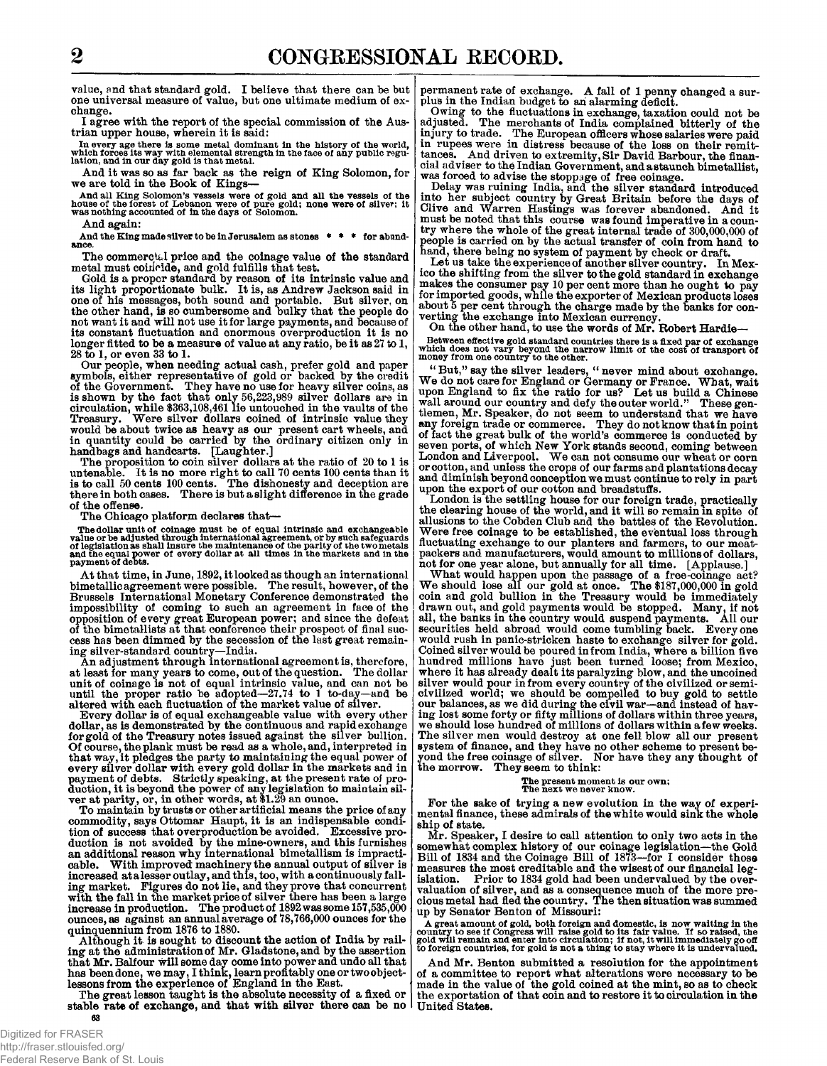value, and that standard gold. I believe that there can be but one universal measure of value, but one ultimate medium of exchange.

I agree with the report of the special commission of the Austrian upper house, wherein it is said:

> In every age there is some metal dominant in the history of the world, which forces its way with elemental strength in the face of any public regulation, and in our day gold is that metal.

And it was so as far back as the reign of King Solomon, for we are told in the Book of Kings—

> And all King Solomon's vessels were of gold and all the vessels of the house of the forest of Lebanon were of pure gold; none were of silver; it was nothing accounted of in the days of Solomon.

And again:

> And the King made silver to be in Jerusalem as stones * * * for abundance.

The commercial price and the coinage value of the standard metal must coincide, and gold fulfills that test.

Gold is a proper standard by reason of its intrinsic value and its light proportionate bulk. It is, as Andrew Jackson said in one of his messages, both sound and portable. But silver, on the other hand, is so cumbersome and bulky that the people do not want it and will not use it for large payments, and because of its constant fluctuation and enormous overproduction it is no longer fitted to be a measure of value at any ratio, be it as 27 to 1, 28 to 1, or even 33 to 1.

Our people, when needing actual cash, prefer gold and paper symbols, either representative of gold or backed by the credit of the Government. They have no use for heavy silver coins, as is shown by the fact that only 56,223,989 silver dollars are in circulation, while $363,108,461 lie untouched in the vaults of the Treasury. Were silver dollars coined of intrinsic value they would be about twice as heavy as our present cart wheels, and in quantity could be carried by the ordinary citizen only in handbags and handcarts. [Laughter.]

The proposition to coin silver dollars at the ratio of 20 to 1 is untenable. It is no more right to call 70 cents 100 cents than it is to call 50 cents 100 cents. The dishonesty and deception are there in both cases. There is but a slight difference in the grade of the offense.

The Chicago platform declares that—

> The dollar unit of coinage must be of equal intrinsic and exchangeable value or be adjusted through international agreement, or by such safeguards of legislation as shall insure the maintenance of the parity of the two metals and the equal power of every dollar at all times in the markets and in the payment of debts.

At that time, in June, 1892, it looked as though an international bimetallic agreement were possible. The result, however, of the Brussels International Monetary Conference demonstrated the impossibility of coming to such an agreement in face of the opposition of every great European power; and since the defeat of the bimetallists at that conference their prospect of final success has been dimmed by the secession of the last great remaining silver-standard country—India.

An adjustment through international agreement is, therefore, at least for many years to come, out of the question. The dollar unit of coinage is not of equal intrinsic value, and can not be until the proper ratio be adopted—27.74 to 1 to-day—and be altered with each fluctuation of the market value of silver.

Every dollar is of equal exchangeable value with every other dollar, as is demonstrated by the continuous and rapid exchange for gold of the Treasury notes issued against the silver bullion. Of course, the plank must be read as a whole, and, interpreted in that way, it pledges the party to maintaining the equal power of every silver dollar with every gold dollar in the markets and in payment of debts. Strictly speaking, at the present rate of production, it is beyond the power of any legislation to maintain silver at parity, or, in other words, at $1.29 an ounce.

To maintain by trusts or other artificial means the price of any commodity, says Ottomar Haupt, it is an indispensable condition of success that overproduction be avoided. Excessive production is not avoided by the mine-owners, and this furnishes an additional reason why international bimetallism is impracticable. With improved machinery the annual output of silver is increased at a lesser outlay, and this, too, with a continuously falling market. Figures do not lie, and they prove that concurrent with the fall in the market price of silver there has been a large increase in production. The product of 1892 was some 157,535,000 ounces, as against an annual average of 78,766,000 ounces for the quinquennium from 1876 to 1880.

Although it is sought to discount the action of India by railing at the administration of Mr. Gladstone, and by the assertion that Mr. Balfour will some day come into power and undo all that has been done, we may, I think, learn profitably one or two object-lessons from the experience of England in the East.

The great lesson taught is the absolute necessity of a fixed or stable rate of exchange, and that with silver there can be no permanent rate of exchange. A fall of 1 penny changed a surplus in the Indian budget to an alarming deficit.

Owing to the fluctuations in exchange, taxation could not be adjusted. The merchants of India complained bitterly of the injury to trade. The European officers whose salaries were paid in rupees were in distress because of the loss on their remittances. And driven to extremity, Sir David Barbour, the financial adviser to the Indian Government, and a staunch bimetallist, was forced to advise the stoppage of free coinage.

Delay was ruining India, and the silver standard introduced into her subject country by Great Britain before the days of Clive and Warren Hastings was forever abandoned. And it must be noted that this course was found imperative in a country where the whole of the great internal trade of 300,000,000 of people is carried on by the actual transfer of coin from hand to hand, there being no system of payment by check or draft.

Let us take the experience of another silver country. In Mexico the shifting from the silver to the gold standard in exchange makes the consumer pay 10 per cent more than he ought to pay for imported goods, while the exporter of Mexican products loses about 5 per cent through the charge made by the banks for converting the exchange into Mexican currency.

On the other hand, to use the words of Mr. Robert Hardie—

> Between effective gold standard countries there is a fixed par of exchange which does not vary beyond the narrow limit of the cost of transport of money from one country to the other.

"But," say the silver leaders, "never mind about exchange. We do not care for England or Germany or France. What, wait upon England to fix the ratio for us? Let us build a Chinese wall around our country and defy the outer world." These gentlemen, Mr. Speaker, do not seem to understand that we have any foreign trade or commerce. They do not know that in point of fact the great bulk of the world's commerce is conducted by seven ports, of which New York stands second, coming between London and Liverpool. We can not consume our wheat or corn or cotton, and unless the crops of our farms and plantations decay and diminish beyond conception we must continue to rely in part upon the export of our cotton and breadstuffs.

London is the settling house for our foreign trade, practically the clearing house of the world, and it will so remain in spite of allusions to the Cobden Club and the battles of the Revolution. Were free coinage to be established, the eventual loss through fluctuating exchange to our planters and farmers, to our meatpackers and manufacturers, would amount to millions of dollars, not for one year alone, but annually for all time. [Applause.]

What would happen upon the passage of a free-coinage act? We should lose all our gold at once. The $187,000,000 in gold coin and gold bullion in the Treasury would be immediately drawn out, and gold payments would be stopped. Many, if not all, the banks in the country would suspend payments. All our securities held abroad would come tumbling back. Every one would rush in panic-stricken haste to exchange silver for gold. Coined silver would be poured in from India, where a billion five hundred millions have just been turned loose; from Mexico, where it has already dealt its paralyzing blow, and the uncoined silver would pour in from every country of the civilized or semi-civilized world; we should be compelled to buy gold to settle our balances, as we did during the civil war—and instead of having lost some forty or fifty millions of dollars within three years, we should lose hundred of millions of dollars within a few weeks. The silver men would destroy at one fell blow all our present system of finance, and they have no other scheme to present beyond the free coinage of silver. Nor have they any thought of the morrow. They seem to think:

> The present moment is our own;
> The next we never know.

For the sake of trying a new evolution in the way of experimental finance, these admirals of the white would sink the whole ship of state.

Mr. Speaker, I desire to call attention to only two acts in the somewhat complex history of our coinage legislation—the Gold Bill of 1834 and the Coinage Bill of 1873—for I consider those measures the most creditable and the wisest of our financial legislation. Prior to 1834 gold had been undervalued by the overvaluation of silver, and as a consequence much of the more precious metal had fled the country. The then situation was summed up by Senator Benton of Missouri:

> A great amount of gold, both foreign and domestic, is now waiting in the country to see if Congress will raise gold to its fair value. If so raised, the gold will remain and enter into circulation; if not, it will immediately go off to foreign countries, for gold is not a thing to stay where it is undervalued.

And Mr. Benton submitted a resolution for the appointment of a committee to report what alterations were necessary to be made in the value of the gold coined at the mint, so as to check the exportation of that coin and to restore it to circulation in the United States.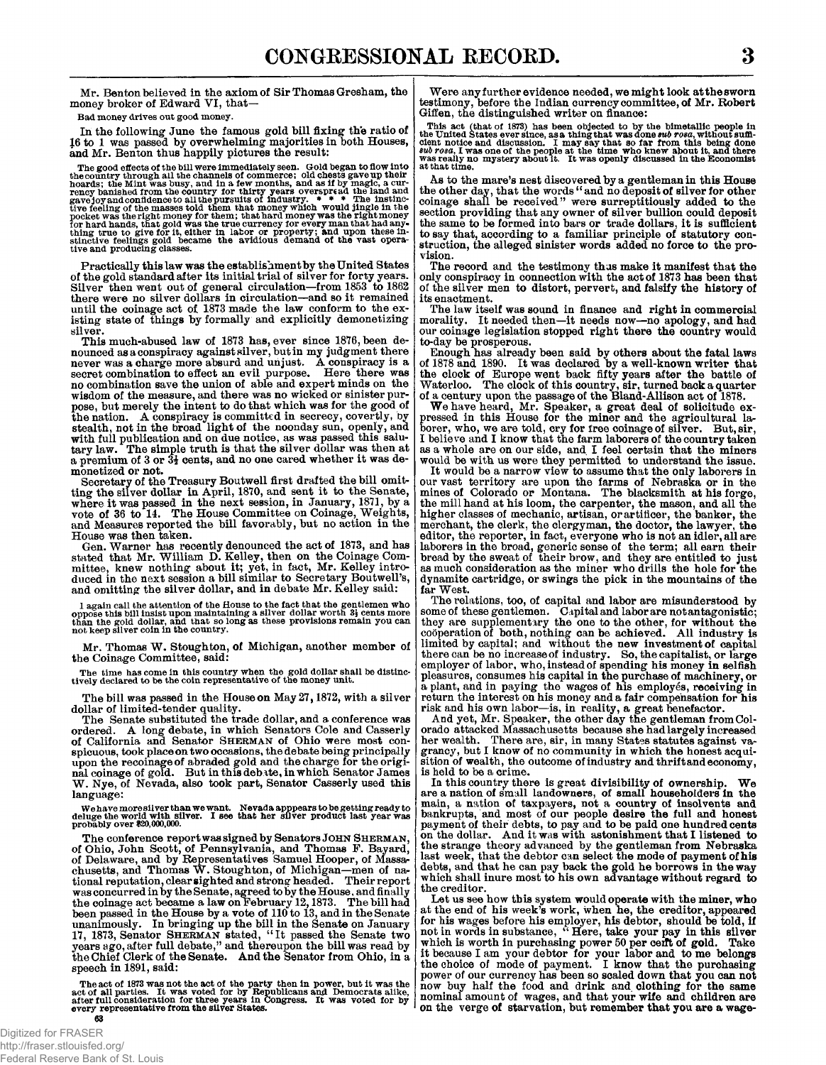Mr. Benton believed in the axiom of Sir Thomas Gresham, the money broker of Edward VI, that—

Bad money drives out good money.

In the following June the famous gold bill fixing the ratio of 16 to 1 was passed by overwhelming majorities in both Houses, and Mr. Benton thus happily pictures the result:

The good effects of the bill were immediately seen. Gold began to flow into the country through all the channels of commerce; old chests gave up their hoards; the Mint was busy, and in a few months, and as if by magic, a currency banished from the country for thirty years overspread the land and gave joy and confidence to all the pursuits of industry. * * * The instinctive feeling of the masses told them that money which would jingle in the pocket was the right money for them; that hard money was the right money for hard hands, that gold was the true currency for every man that had anything true to give for it, either in labor or property; and upon these instinctive feelings gold became the avidious demand of the vast operative and producing classes.

Practically this law was the establishment by the United States of the gold standard after its initial trial of silver for forty years. Silver then went out of general circulation—from 1853 to 1862 there were no silver dollars in circulation—and so it remained until the coinage act of 1873 made the law conform to the existing state of things by formally and explicitly demonetizing silver.

This much-abused law of 1873 has, ever since 1876, been denounced as a conspiracy against silver, but in my judgment there never was a charge more absurd and unjust. A conspiracy is a secret combination to effect an evil purpose. Here there was no combination save the union of able and expert minds on the wisdom of the measure, and there was no wicked or sinister purpose, but merely the intent to do that which was for the good of the nation. A conspiracy is committed in secrecy, covertly, by stealth, not in the broad light of the noonday sun, openly, and with full publication and on due notice, as was passed this salutary law. The simple truth is that the silver dollar was then at a premium of 3 or 3½ cents, and no one cared whether it was demonetized or not.

Secretary of the Treasury Boutwell first drafted the bill omitting the silver dollar in April, 1870, and sent it to the Senate, where it was passed in the next session, in January, 1871, by a vote of 36 to 14. The House Committee on Coinage, Weights, and Measures reported the bill favorably, but no action in the House was then taken.

Gen. Warner has recently denounced the act of 1873, and has stated that Mr. William D. Kelley, then on the Coinage Committee, knew nothing about it; yet, in fact, Mr. Kelley introduced in the next session a bill similar to Secretary Boutwell's, and omitting the silver dollar, and in debate Mr. Kelley said:

I again call the attention of the House to the fact that the gentlemen who oppose this bill insist upon maintaining a silver dollar worth 3½ cents more than the gold dollar, and that so long as these provisions remain you can not keep silver coin in the country.

Mr. Thomas W. Stoughton, of Michigan, another member of the Coinage Committee, said:

The time has come in this country when the gold dollar shall be distinctively declared to be the coin representative of the money unit.

The bill was passed in the House on May 27, 1872, with a silver dollar of limited-tender quality.

The Senate substituted the trade dollar, and a conference was ordered. A long debate, in which Senators Cole and Casserly of California and Senator SHERMAN of Ohio were most conspicuous, took place on two occasions, the debate being principally upon the recoinage of abraded gold and the charge for the original coinage of gold. But in this debate, in which Senator James W. Nye, of Nevada, also took part, Senator Casserly used this language:

We have more silver than we want. Nevada apppears to be getting ready to deluge the world with silver. I see that her silver product last year was probably over $20,000,000.

The conference report was signed by Senators JOHN SHERMAN, of Ohio, John Scott, of Pennsylvania, and Thomas F. Bayard, of Delaware, and by Representatives Samuel Hooper, of Massachusetts, and Thomas W. Stoughton, of Michigan—men of national reputation, clear sighted and strong headed. Their report was concurred in by the Senate, agreed to by the House, and finally the coinage act became a law on February 12, 1873. The bill had been passed in the House by a vote of 110 to 13, and in the Senate unanimously. In bringing up the bill in the Senate on January 17, 1873, Senator SHERMAN stated, "It passed the Senate two years ago, after full debate," and thereupon the bill was read by the Chief Clerk of the Senate. And the Senator from Ohio, in a speech in 1891, said:

The act of 1873 was not the act of the party then in power, but it was the act of all parties. It was voted for by Republicans and Democrats alike, after full consideration for three years in Congress. It was voted for by every representative from the silver States.

Were any further evidence needed, we might look at the sworn testimony, before the Indian currency committee, of Mr. Robert Giffen, the distinguished writer on finance:

This act (that of 1873) has been objected to by the bimetallic people in the United States ever since, as a thing that was done *sub rosa*, without sufficient notice and discussion. I may say that so far from this being done *sub rosa*, I was one of the people at the time who knew about it, and there was really no mystery about it. It was openly discussed in the Economist at that time.

As to the mare's nest discovered by a gentleman in this House the other day, that the words "and no deposit of silver for other coinage shall be received" were surreptitiously added to the section providing that any owner of silver bullion could deposit the same to be formed into bars or trade dollars, it is sufficient to say that, according to a familiar principle of statutory construction, the alleged sinister words added no force to the provision.

The record and the testimony thus make it manifest that the only conspiracy in connection with the act of 1873 has been that of the silver men to distort, pervert, and falsify the history of its enactment.

The law itself was sound in finance and right in commercial morality. It needed then—it needs now—no apology, and had our coinage legislation stopped right there the country would to-day be prosperous.

Enough has already been said by others about the fatal laws of 1878 and 1890. It was declared by a well-known writer that the clock of Europe went back fifty years after the battle of Waterloo. The clock of this country, sir, turned back a quarter of a century upon the passage of the Bland-Allison act of 1878.

We have heard, Mr. Speaker, a great deal of solicitude expressed in this House for the miner and the agricultural laborer, who, we are told, cry for free coinage of silver. But, sir, I believe and I know that the farm laborers of the country taken as a whole are on our side, and I feel certain that the miners would be with us were they permitted to understand the issue.

It would be a narrow view to assume that the only laborers in our vast territory are upon the farms of Nebraska or in the mines of Colorado or Montana. The blacksmith at his forge, the mill hand at his loom, the carpenter, the mason, and all the higher classes of mechanic, artisan, or artificer, the banker, the merchant, the clerk, the clergyman, the doctor, the lawyer, the editor, the reporter, in fact, everyone who is not an idler, all are laborers in the broad, generic sense of the term; all earn their bread by the sweat of their brow, and they are entitled to just as much consideration as the miner who drills the hole for the dynamite cartridge, or swings the pick in the mountains of the far West.

The relations, too, of capital and labor are misunderstood by some of these gentlemen. Capital and labor are not antagonistic; they are supplementary the one to the other, for without the coöperation of both, nothing can be achieved. All industry is limited by capital; and without the new investment of capital there can be no increase of industry. So, the capitalist, or large employer of labor, who, instead of spending his money in selfish pleasures, consumes his capital in the purchase of machinery, or a plant, and in paying the wages of his employés, receiving in return the interest on his money and a fair compensation for his risk and his own labor—is, in reality, a great benefactor.

And yet, Mr. Speaker, the other day the gentleman from Colorado attacked Massachusetts because she had largely increased her wealth. There are, sir, in many States statutes against vagrancy, but I know of no community in which the honest acquisition of wealth, the outcome of industry and thrift and economy, is held to be a crime.

In this country there is great divisibility of ownership. We are a nation of small landowners, of small householders in the main, a nation of taxpayers, not a country of insolvents and bankrupts, and most of our people desire the full and honest payment of their debts, to pay and to be paid one hundred cents on the dollar. And it was with astonishment that I listened to the strange theory advanced by the gentleman from Nebraska last week, that the debtor can select the mode of payment of his debts, and that he can pay back the gold he borrows in the way which shall inure most to his own advantage without regard to the creditor.

Let us see how this system would operate with the miner, who at the end of his week's work, when he, the creditor, appeared for his wages before his employer, his debtor, should be told, if not in words in substance, "Here, take your pay in this silver which is worth in purchasing power 50 per cent of gold. Take it because I am your debtor for your labor and to me belongs the choice of mode of payment. I know that the purchasing power of our currency has been so scaled down that you can not now buy half the food and drink and clothing for the same nominal amount of wages, and that your wife and children are on the verge of starvation, but remember that you are a wage-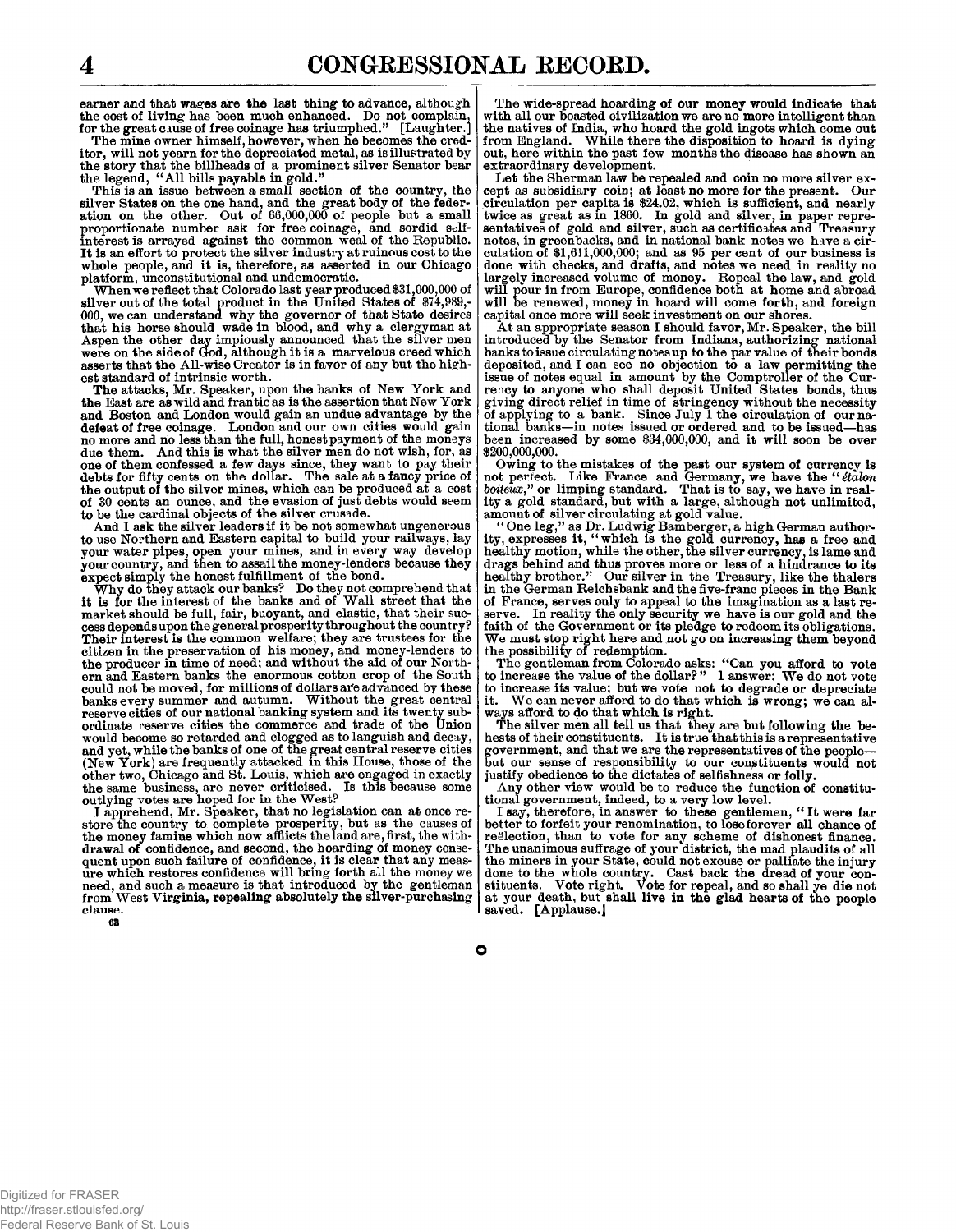earner and that wages are the last thing to advance, although the cost of living has been much enhanced. Do not complain, for the great cause of free coinage has triumphed." [Laughter.]

The mine owner himself, however, when he becomes the creditor, will not yearn for the depreciated metal, as is illustrated by the story that the billheads of a prominent silver Senator bear the legend, "All bills payable in gold."

This is an issue between a small section of the country, the silver States on the one hand, and the great body of the federation on the other. Out of 66,000,000 of people but a small proportionate number ask for free coinage, and sordid self-interest is arrayed against the common weal of the Republic. It is an effort to protect the silver industry at ruinous cost to the whole people, and it is, therefore, as asserted in our Chicago platform, unconstitutional and undemocratic.

When we reflect that Colorado last year produced $31,000,000 of silver out of the total product in the United States of $74,989,000, we can understand why the governor of that State desires that his horse should wade in blood, and why a clergyman at Aspen the other day impiously announced that the silver men were on the side of God, although it is a marvelous creed which asserts that the All-wise Creator is in favor of any but the highest standard of intrinsic worth.

The attacks, Mr. Speaker, upon the banks of New York and the East are as wild and frantic as is the assertion that New York and Boston and London would gain an undue advantage by the defeat of free coinage. London and our own cities would gain no more and no less than the full, honest payment of the moneys due them. And this is what the silver men do not wish, for, as one of them confessed a few days since, they want to pay their debts for fifty cents on the dollar. The sale at a fancy price of the output of the silver mines, which can be produced at a cost of 30 cents an ounce, and the evasion of just debts would seem to be the cardinal objects of the silver crusade.

And I ask the silver leaders if it be not somewhat ungenerous to use Northern and Eastern capital to build your railways, lay your water pipes, open your mines, and in every way develop your country, and then to assail the money-lenders because they expect simply the honest fulfillment of the bond.

Why do they attack our banks? Do they not comprehend that it is for the interest of the banks and of Wall street that the market should be full, fair, buoyant, and elastic, that their success depends upon the general prosperity throughout the country? Their interest is the common welfare; they are trustees for the citizen in the preservation of his money, and money-lenders to the producer in time of need; and without the aid of our Northern and Eastern banks the enormous cotton crop of the South could not be moved, for millions of dollars are advanced by these banks every summer and autumn. Without the great central reserve cities of our national banking system and its twenty subordinate reserve cities the commerce and trade of the Union would become so retarded and clogged as to languish and decay, and yet, while the banks of one of the great central reserve cities (New York) are frequently attacked in this House, those of the other two, Chicago and St. Louis, which are engaged in exactly the same business, are never criticised. Is this because some outlying votes are hoped for in the West?

I apprehend, Mr. Speaker, that no legislation can at once restore the country to complete prosperity, but as the causes of the money famine which now afflicts the land are, first, the withdrawal of confidence, and second, the hoarding of money consequent upon such failure of confidence, it is clear that any measure which restores confidence will bring forth all the money we need, and such a measure is that introduced by the gentleman from West Virginia, repealing absolutely the silver-purchasing clause.

The wide-spread hoarding of our money would indicate that with all our boasted civilization we are no more intelligent than the natives of India, who hoard the gold ingots which come out from England. While there the disposition to hoard is dying out, here within the past few months the disease has shown an extraordinary development.

Let the Sherman law be repealed and coin no more silver except as subsidiary coin; at least no more for the present. Our circulation per capita is $24.02, which is sufficient, and nearly twice as great as in 1860. In gold and silver, in paper representatives of gold and silver, such as certificates and Treasury notes, in greenbacks, and in national bank notes we have a circulation of $1,611,000,000; and as 95 per cent of our business is done with checks, and drafts, and notes we need in reality no largely increased volume of money. Repeal the law, and gold will pour in from Europe, confidence both at home and abroad will be renewed, money in hoard will come forth, and foreign capital once more will seek investment on our shores.

At an appropriate season I should favor, Mr. Speaker, the bill introduced by the Senator from Indiana, authorizing national banks to issue circulating notes up to the par value of their bonds deposited, and I can see no objection to a law permitting the issue of notes equal in amount by the Comptroller of the Currency to anyone who shall deposit United States bonds, thus giving direct relief in time of stringency without the necessity of applying to a bank. Since July 1 the circulation of our national banks—in notes issued or ordered and to be issued—has been increased by some $34,000,000, and it will soon be over $200,000,000.

Owing to the mistakes of the past our system of currency is not perfect. Like France and Germany, we have the "*étalon boiteux*," or limping standard. That is to say, we have in reality a gold standard, but with a large, although not unlimited, amount of silver circulating at gold value.

"One leg," as Dr. Ludwig Bamberger, a high German authority, expresses it, "which is the gold currency, has a free and healthy motion, while the other, the silver currency, is lame and drags behind and thus proves more or less of a hindrance to its healthy brother." Our silver in the Treasury, like the thalers in the German Reichsbank and the five-franc pieces in the Bank of France, serves only to appeal to the imagination as a last reserve. In reality the only security we have is our gold and the faith of the Government or its pledge to redeem its obligations. We must stop right here and not go on increasing them beyond the possibility of redemption.

The gentleman from Colorado asks: "Can you afford to vote to increase the value of the dollar?" I answer: We do not vote to increase its value; but we vote not to degrade or depreciate it. We can never afford to do that which is wrong; we can always afford to do that which is right.

The silver men all tell us that they are but following the behests of their constituents. It is true that this is a representative government, and that we are the representatives of the people—but our sense of responsibility to our constituents would not justify obedience to the dictates of selfishness or folly.

Any other view would be to reduce the function of constitutional government, indeed, to a very low level.

I say, therefore, in answer to these gentlemen, "It were far better to forfeit your renomination, to lose forever all chance of reëlection, than to vote for any scheme of dishonest finance. The unanimous suffrage of your district, the mad plaudits of all the miners in your State, could not excuse or palliate the injury done to the whole country. Cast back the dread of your constituents. Vote right. Vote for repeal, and so shall ye die not at your death, but shall live in the glad hearts of the people saved. [Applause.]